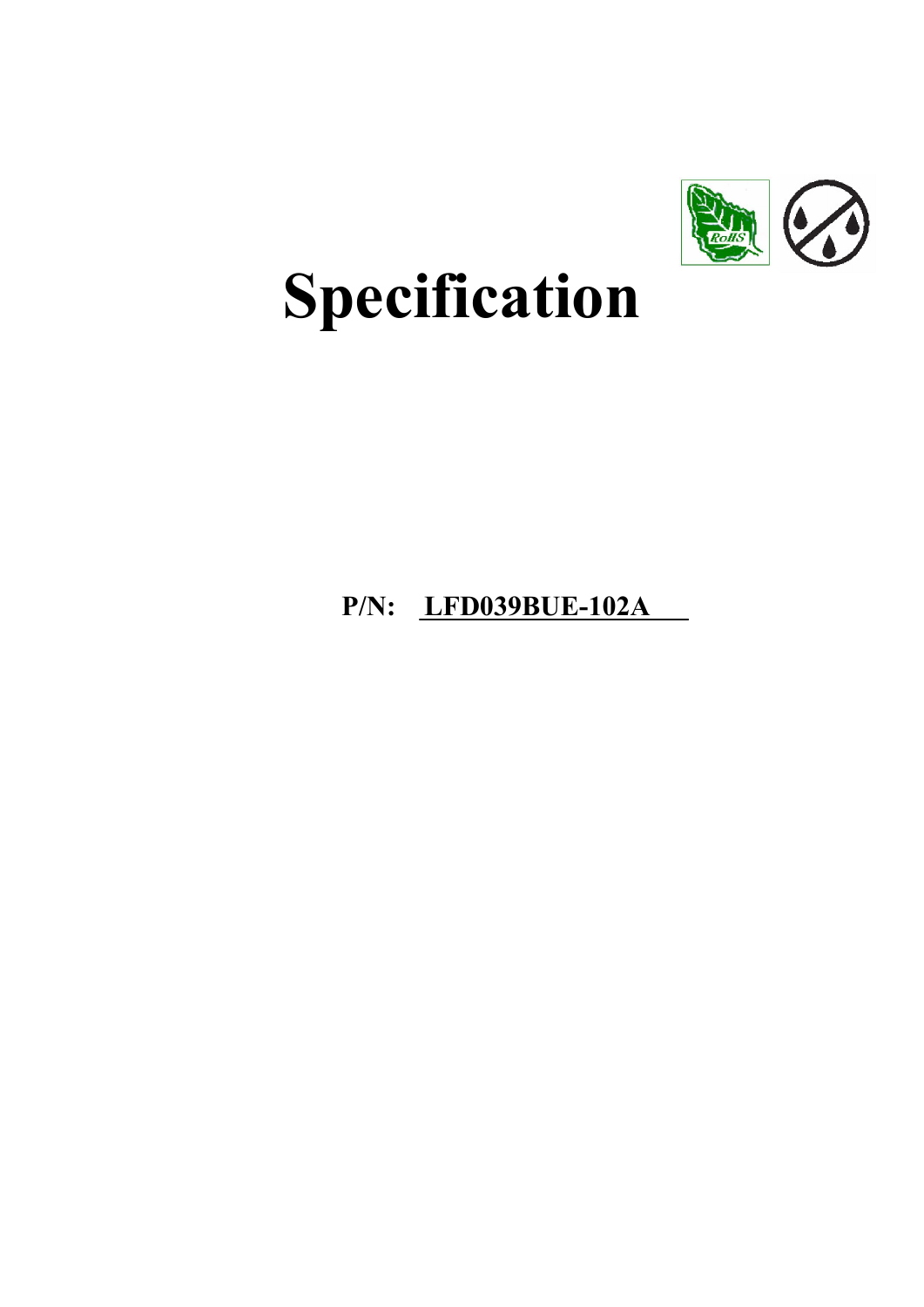# Specification

**P/N: LFD039BUE-102A**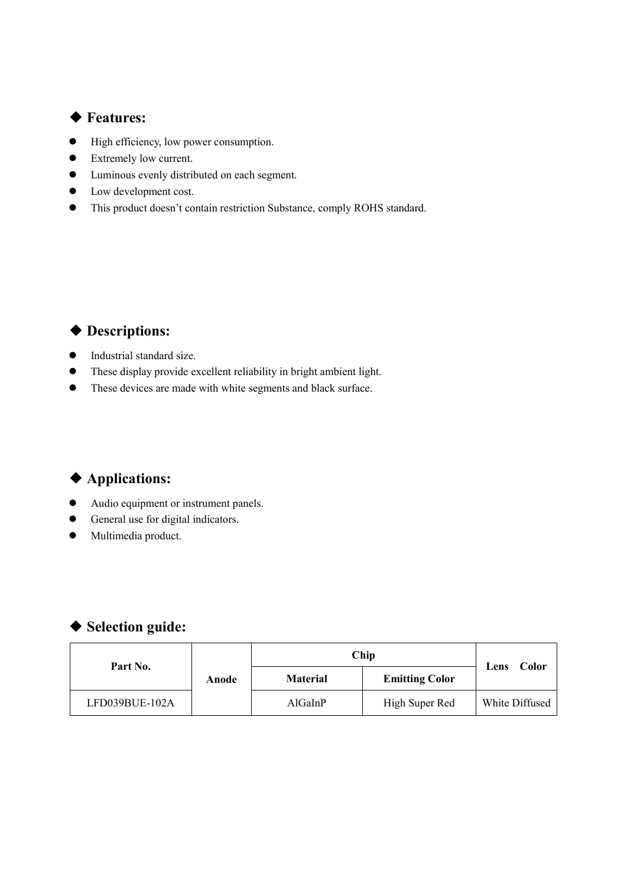## ◆ Features:

- High efficiency, low power consumption.
- Extremely low current.
- Luminous evenly distributed on each segment.
- Low development cost.
- This product doesn't contain restriction Substance, comply ROHS standard.

## ◆ Descriptions:

- Industrial standard size.
- These display provide excellent reliability in bright ambient light.
- These devices are made with white segments and black surface.

## ◆ Applications:

- Audio equipment or instrument panels.
- General use for digital indicators.
- Multimedia product.

## ◆ Selection guide:

| **Part No.** | **Anode** | **Chip** | | **Lens Color** |
|---|---|---|---|---|
| | | **Material** | **Emitting Color** | |
| LFD039BUE-102A | | AlGaInP | High Super Red | White Diffused |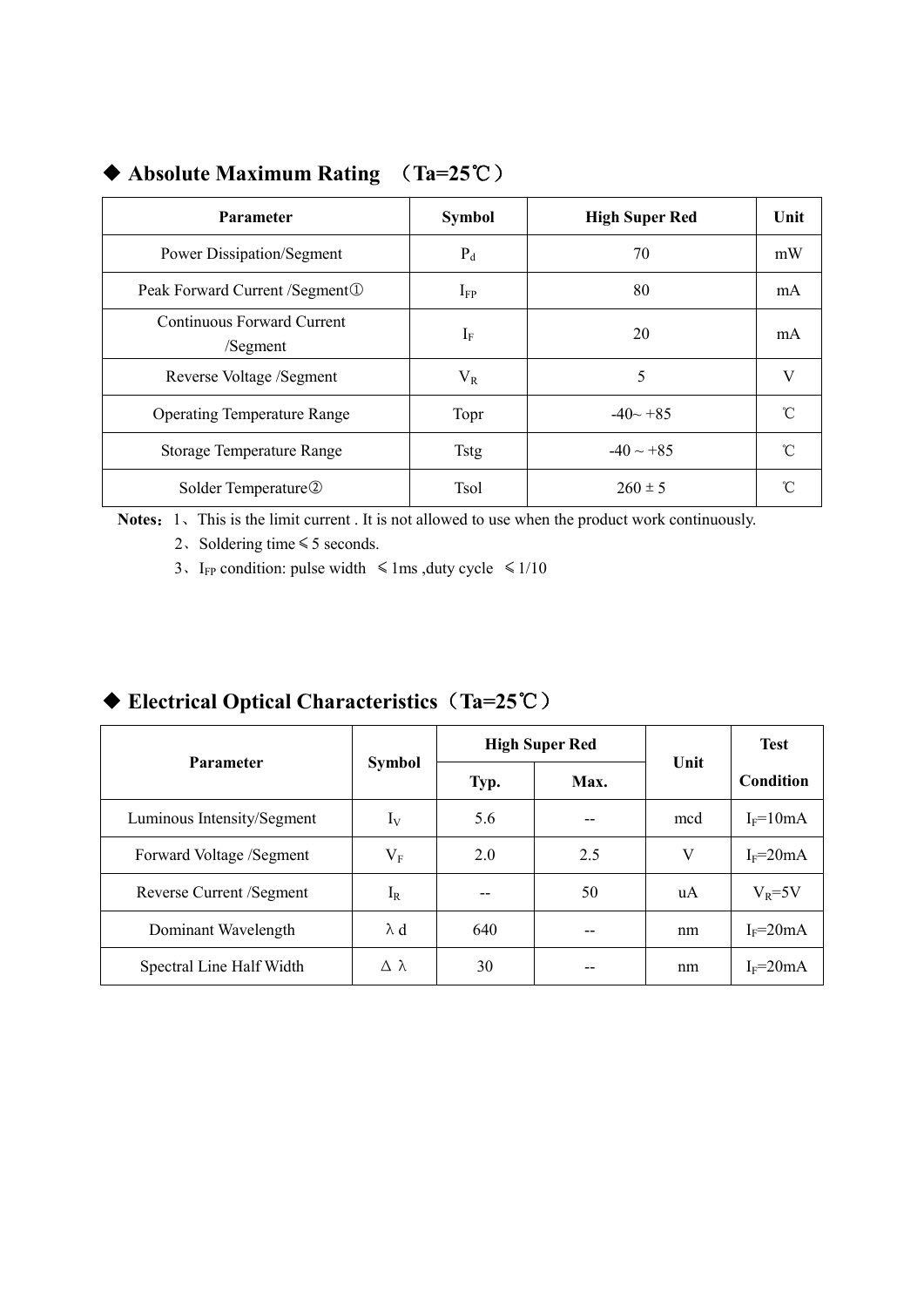## ◆ Absolute Maximum Rating （Ta=25℃）

| Parameter | Symbol | High Super Red | Unit |
|---|---|---|---|
| Power Dissipation/Segment | $P_d$ | 70 | mW |
| Peak Forward Current /Segment① | $I_{FP}$ | 80 | mA |
| Continuous Forward Current /Segment | $I_F$ | 20 | mA |
| Reverse Voltage /Segment | $V_R$ | 5 | V |
| Operating Temperature Range | Topr | -40~ +85 | ℃ |
| Storage Temperature Range | Tstg | -40 ~ +85 | ℃ |
| Solder Temperature② | Tsol | 260 ± 5 | ℃ |

**Notes**：1、This is the limit current . It is not allowed to use when the product work continuously.

2、Soldering time ≤ 5 seconds.

3、$I_{FP}$ condition: pulse width ≤ 1ms ,duty cycle ≤ 1/10

## ◆ Electrical Optical Characteristics（Ta=25℃）

| Parameter | Symbol | High Super Red | | Unit | Test Condition |
|---|---|---|---|---|---|
| | | Typ. | Max. | | |
| Luminous Intensity/Segment | $I_V$ | 5.6 | -- | mcd | $I_F$=10mA |
| Forward Voltage /Segment | $V_F$ | 2.0 | 2.5 | V | $I_F$=20mA |
| Reverse Current /Segment | $I_R$ | -- | 50 | uA | $V_R$=5V |
| Dominant Wavelength | λ d | 640 | -- | nm | $I_F$=20mA |
| Spectral Line Half Width | Δ λ | 30 | -- | nm | $I_F$=20mA |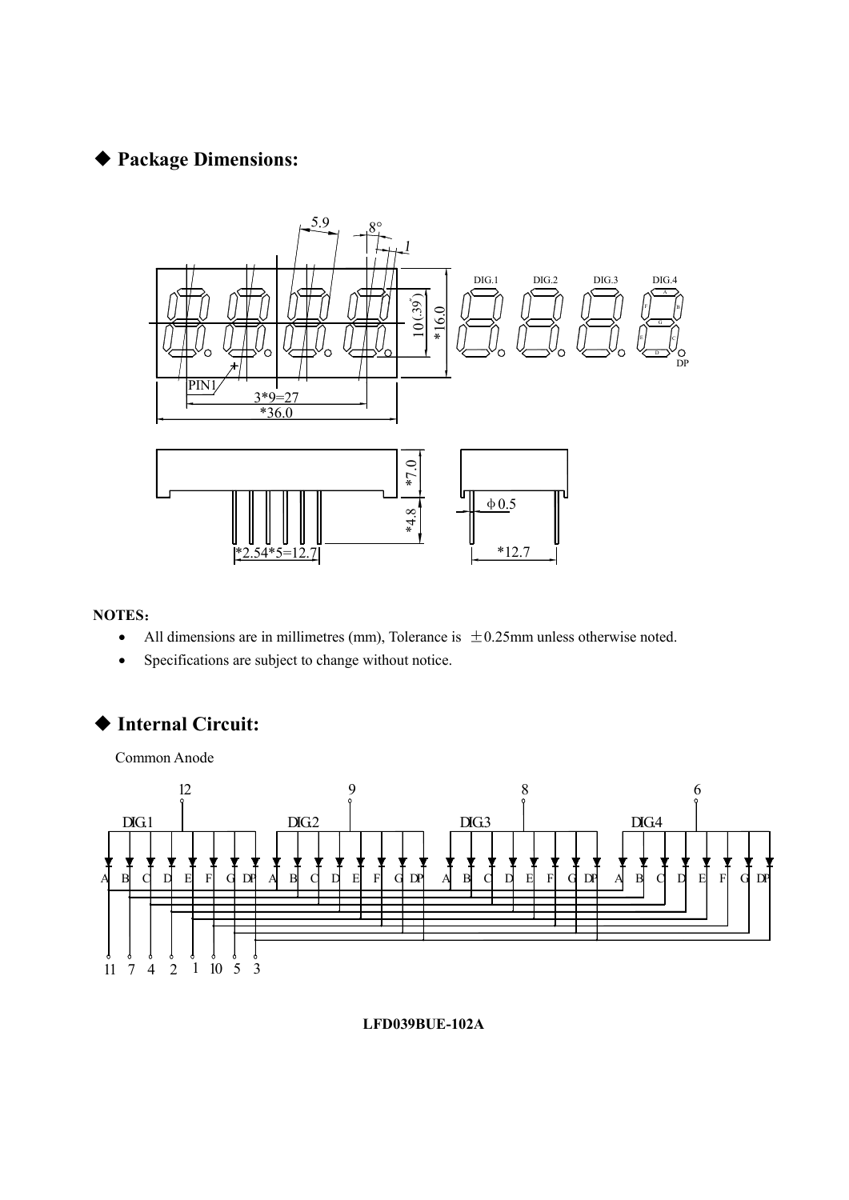## ◆ Package Dimensions:

5.9 8° 1

DIG.1 DIG.2 DIG.3 DIG.4

A B C D E F G DP

10(.39") *16.0

PIN1

3*9=27

*36.0

*7.0

*4.8

φ0.5

*2.54*5=12.7

*12.7

**NOTES:**

- All dimensions are in millimetres (mm), Tolerance is ±0.25mm unless otherwise noted.
- Specifications are subject to change without notice.

## ◆ Internal Circuit:

Common Anode

12 9 8 6

DIG.1 DIG.2 DIG.3 DIG.4

A B C D E F G DP A B C D E F G DP A B C D E F G DP A B C D E F G DP

11 7 4 2 1 10 5 3

**LFD039BUE-102A**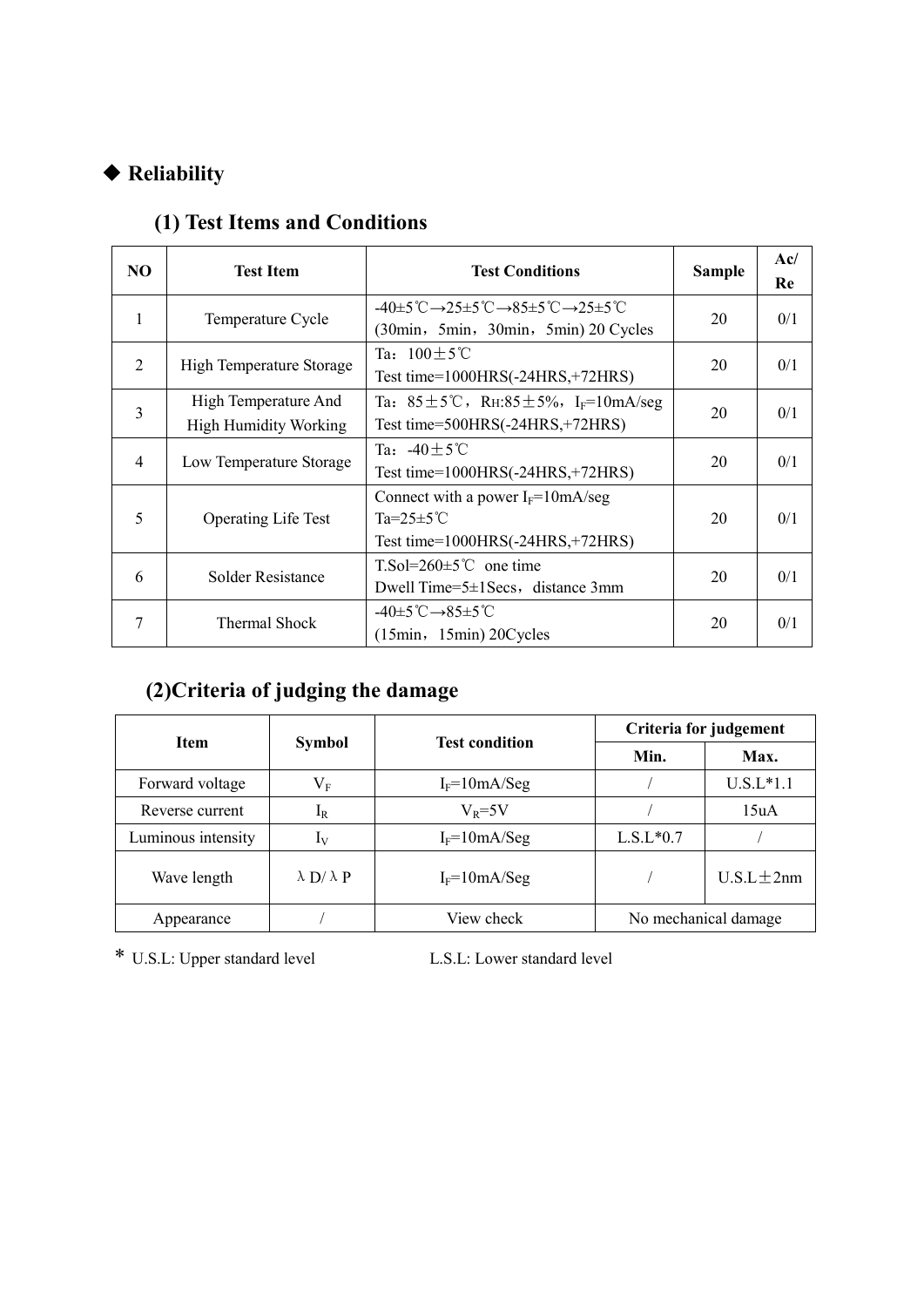## ◆ Reliability

### (1) Test Items and Conditions

| NO | Test Item | Test Conditions | Sample | Ac/Re |
|---|---|---|---|---|
| 1 | Temperature Cycle | -40±5℃→25±5℃→85±5℃→25±5℃<br>(30min，5min，30min，5min) 20 Cycles | 20 | 0/1 |
| 2 | High Temperature Storage | Ta：100±5℃<br>Test time=1000HRS(-24HRS,+72HRS) | 20 | 0/1 |
| 3 | High Temperature And High Humidity Working | Ta：85±5℃，RH:85±5%，$I_F$=10mA/seg<br>Test time=500HRS(-24HRS,+72HRS) | 20 | 0/1 |
| 4 | Low Temperature Storage | Ta：-40±5℃<br>Test time=1000HRS(-24HRS,+72HRS) | 20 | 0/1 |
| 5 | Operating Life Test | Connect with a power $I_F$=10mA/seg<br>Ta=25±5℃<br>Test time=1000HRS(-24HRS,+72HRS) | 20 | 0/1 |
| 6 | Solder Resistance | T.Sol=260±5℃ one time<br>Dwell Time=5±1Secs，distance 3mm | 20 | 0/1 |
| 7 | Thermal Shock | -40±5℃→85±5℃<br>(15min，15min) 20Cycles | 20 | 0/1 |

### (2)Criteria of judging the damage

| Item | Symbol | Test condition | Criteria for judgement | |
|---|---|---|---|---|
| | | | Min. | Max. |
| Forward voltage | $V_F$ | $I_F$=10mA/Seg | / | U.S.L*1.1 |
| Reverse current | $I_R$ | $V_R$=5V | / | 15uA |
| Luminous intensity | $I_V$ | $I_F$=10mA/Seg | L.S.L*0.7 | / |
| Wave length | λD/λP | $I_F$=10mA/Seg | / | U.S.L±2nm |
| Appearance | / | View check | No mechanical damage | |

\* U.S.L: Upper standard level　　　　L.S.L: Lower standard level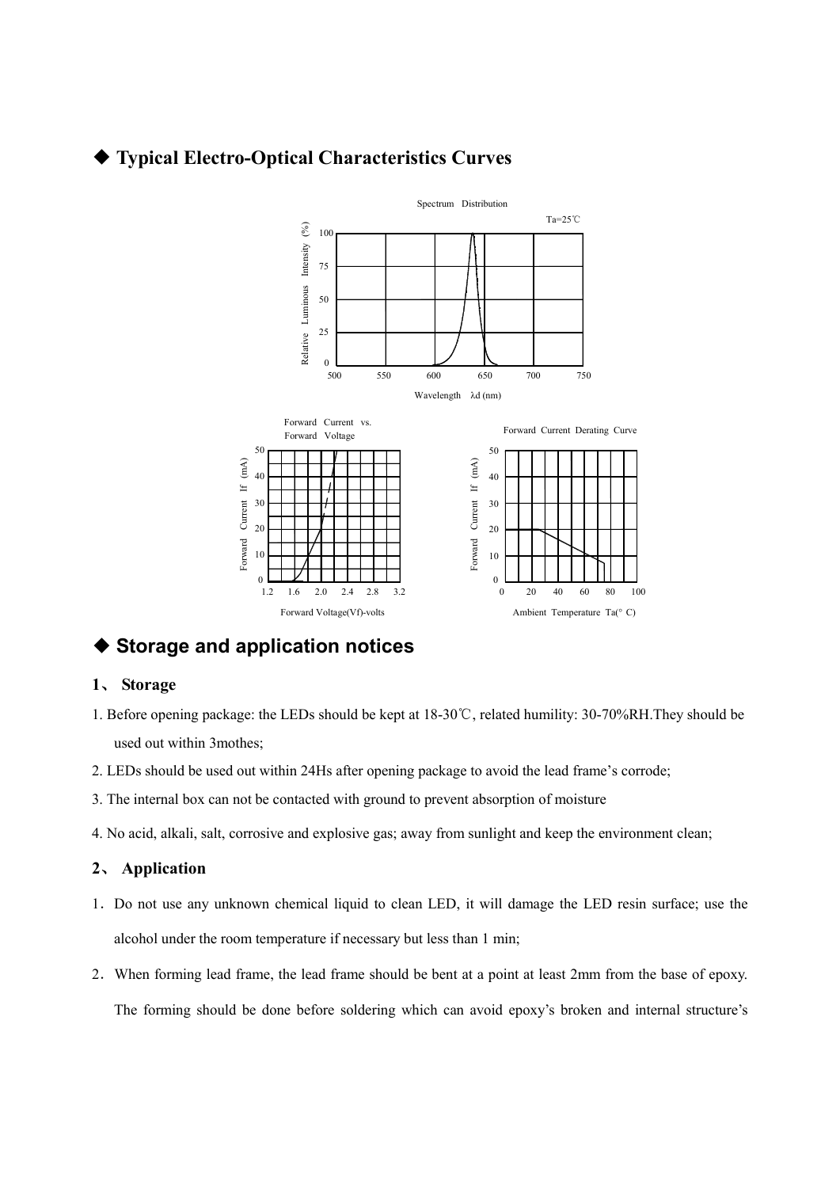## ◆ Typical Electro-Optical Characteristics Curves

Spectrum Distribution

Ta=25℃

Relative Luminous Intensity (%)

Wavelength λd (nm)

Forward Current vs. Forward Voltage

Forward Current If (mA)

Forward Voltage(Vf)-volts

Forward Current Derating Curve

Forward Current If (mA)

Ambient Temperature Ta(° C)

## ◆ Storage and application notices

### 1、 Storage

1. Before opening package: the LEDs should be kept at 18-30℃, related humility: 30-70%RH.They should be used out within 3mothes;
2. LEDs should be used out within 24Hs after opening package to avoid the lead frame's corrode;
3. The internal box can not be contacted with ground to prevent absorption of moisture
4. No acid, alkali, salt, corrosive and explosive gas; away from sunlight and keep the environment clean;

### 2、 Application

1. Do not use any unknown chemical liquid to clean LED, it will damage the LED resin surface; use the alcohol under the room temperature if necessary but less than 1 min;
2. When forming lead frame, the lead frame should be bent at a point at least 2mm from the base of epoxy. The forming should be done before soldering which can avoid epoxy's broken and internal structure's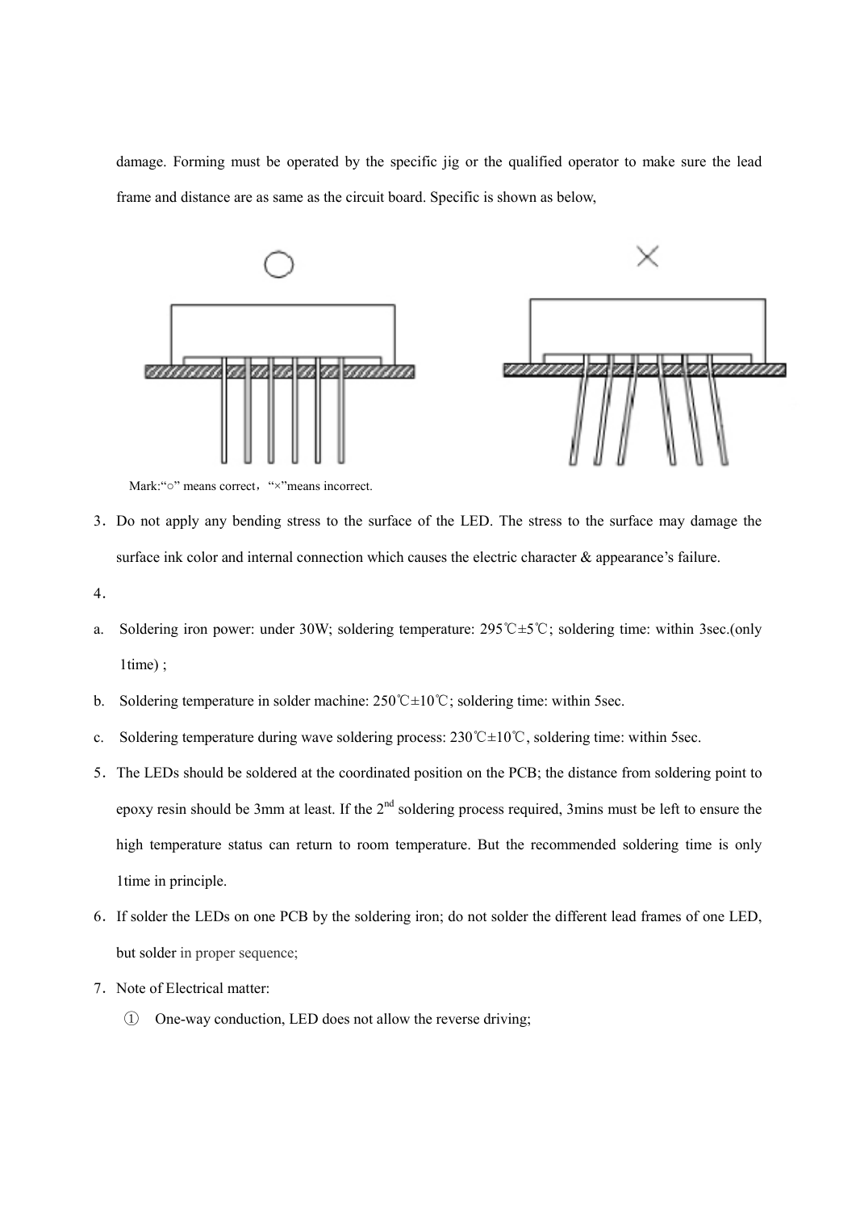damage. Forming must be operated by the specific jig or the qualified operator to make sure the lead frame and distance are as same as the circuit board. Specific is shown as below,

Mark:“○” means correct，“×”means incorrect.

3．Do not apply any bending stress to the surface of the LED. The stress to the surface may damage the surface ink color and internal connection which causes the electric character & appearance’s failure.

4．

a. Soldering iron power: under 30W; soldering temperature: 295℃±5℃; soldering time: within 3sec.(only 1time) ;

b. Soldering temperature in solder machine: 250℃±10℃; soldering time: within 5sec.

c. Soldering temperature during wave soldering process: 230℃±10℃, soldering time: within 5sec.

5．The LEDs should be soldered at the coordinated position on the PCB; the distance from soldering point to epoxy resin should be 3mm at least. If the 2nd soldering process required, 3mins must be left to ensure the high temperature status can return to room temperature. But the recommended soldering time is only 1time in principle.

6．If solder the LEDs on one PCB by the soldering iron; do not solder the different lead frames of one LED, but solder in proper sequence;

7．Note of Electrical matter:

① One-way conduction, LED does not allow the reverse driving;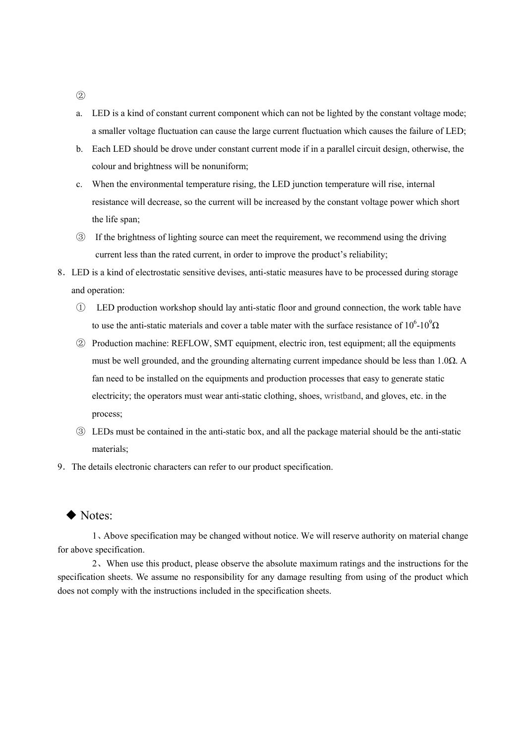②

a. LED is a kind of constant current component which can not be lighted by the constant voltage mode; a smaller voltage fluctuation can cause the large current fluctuation which causes the failure of LED;

b. Each LED should be drove under constant current mode if in a parallel circuit design, otherwise, the colour and brightness will be nonuniform;

c. When the environmental temperature rising, the LED junction temperature will rise, internal resistance will decrease, so the current will be increased by the constant voltage power which short the life span;

③ If the brightness of lighting source can meet the requirement, we recommend using the driving current less than the rated current, in order to improve the product's reliability;

8. LED is a kind of electrostatic sensitive devises, anti-static measures have to be processed during storage and operation:

① LED production workshop should lay anti-static floor and ground connection, the work table have to use the anti-static materials and cover a table mater with the surface resistance of $10^6$-$10^9\Omega$

② Production machine: REFLOW, SMT equipment, electric iron, test equipment; all the equipments must be well grounded, and the grounding alternating current impedance should be less than 1.0Ω. A fan need to be installed on the equipments and production processes that easy to generate static electricity; the operators must wear anti-static clothing, shoes, wristband, and gloves, etc. in the process;

③ LEDs must be contained in the anti-static box, and all the package material should be the anti-static materials;

9. The details electronic characters can refer to our product specification.

## ◆ Notes:

1、Above specification may be changed without notice. We will reserve authority on material change for above specification.

2、When use this product, please observe the absolute maximum ratings and the instructions for the specification sheets. We assume no responsibility for any damage resulting from using of the product which does not comply with the instructions included in the specification sheets.